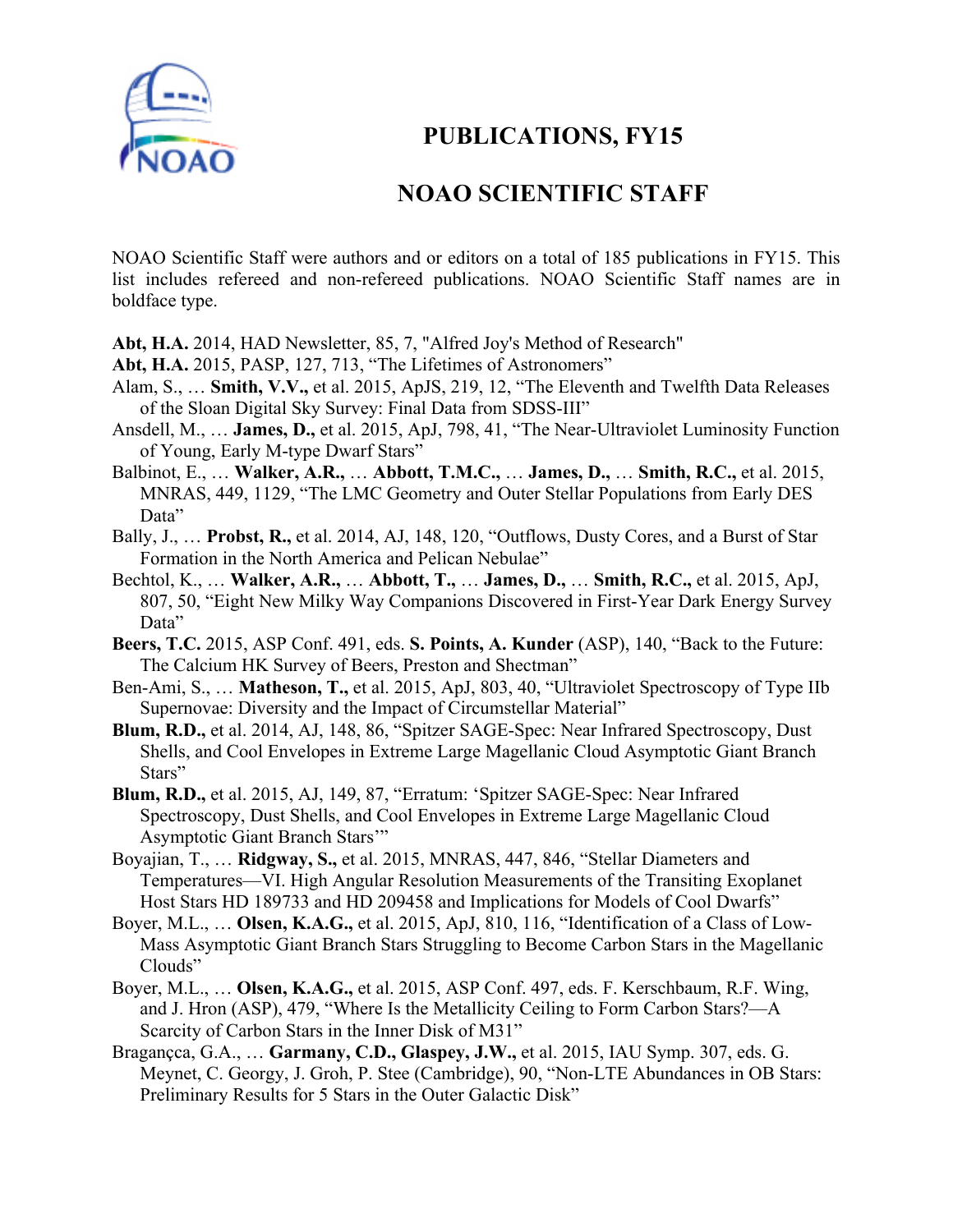# PUBLICATIONS, FY15

# NOAO SCIENTIFIC STAFF

NOAO Scientific Staff were authors and or editors on a total of 185 publications in FY15. This list includes refereed and non-refereed publications. NOAO Scientific Staff names are in boldface type.

**Abt, H.A.** 2014, HAD Newsletter, 85, 7, "Alfred Joy's Method of Research"

**Abt, H.A.** 2015, PASP, 127, 713, "The Lifetimes of Astronomers"

Alam, S., … **Smith, V.V.,** et al. 2015, ApJS, 219, 12, "The Eleventh and Twelfth Data Releases of the Sloan Digital Sky Survey: Final Data from SDSS-III"

Ansdell, M., … **James, D.,** et al. 2015, ApJ, 798, 41, "The Near-Ultraviolet Luminosity Function of Young, Early M-type Dwarf Stars"

Balbinot, E., … **Walker, A.R.,** … **Abbott, T.M.C.,** … **James, D.,** … **Smith, R.C.,** et al. 2015, MNRAS, 449, 1129, "The LMC Geometry and Outer Stellar Populations from Early DES Data"

Bally, J., … **Probst, R.,** et al. 2014, AJ, 148, 120, "Outflows, Dusty Cores, and a Burst of Star Formation in the North America and Pelican Nebulae"

Bechtol, K., … **Walker, A.R.,** … **Abbott, T.,** … **James, D.,** … **Smith, R.C.,** et al. 2015, ApJ, 807, 50, "Eight New Milky Way Companions Discovered in First-Year Dark Energy Survey Data"

**Beers, T.C.** 2015, ASP Conf. 491, eds. **S. Points, A. Kunder** (ASP), 140, "Back to the Future: The Calcium HK Survey of Beers, Preston and Shectman"

Ben-Ami, S., … **Matheson, T.,** et al. 2015, ApJ, 803, 40, "Ultraviolet Spectroscopy of Type IIb Supernovae: Diversity and the Impact of Circumstellar Material"

**Blum, R.D.,** et al. 2014, AJ, 148, 86, "Spitzer SAGE-Spec: Near Infrared Spectroscopy, Dust Shells, and Cool Envelopes in Extreme Large Magellanic Cloud Asymptotic Giant Branch Stars"

**Blum, R.D.,** et al. 2015, AJ, 149, 87, "Erratum: 'Spitzer SAGE-Spec: Near Infrared Spectroscopy, Dust Shells, and Cool Envelopes in Extreme Large Magellanic Cloud Asymptotic Giant Branch Stars'"

Boyajian, T., … **Ridgway, S.,** et al. 2015, MNRAS, 447, 846, "Stellar Diameters and Temperatures—VI. High Angular Resolution Measurements of the Transiting Exoplanet Host Stars HD 189733 and HD 209458 and Implications for Models of Cool Dwarfs"

Boyer, M.L., … **Olsen, K.A.G.,** et al. 2015, ApJ, 810, 116, "Identification of a Class of Low-Mass Asymptotic Giant Branch Stars Struggling to Become Carbon Stars in the Magellanic Clouds"

Boyer, M.L., … **Olsen, K.A.G.,** et al. 2015, ASP Conf. 497, eds. F. Kerschbaum, R.F. Wing, and J. Hron (ASP), 479, "Where Is the Metallicity Ceiling to Form Carbon Stars?—A Scarcity of Carbon Stars in the Inner Disk of M31"

Bragançca, G.A., … **Garmany, C.D., Glaspey, J.W.,** et al. 2015, IAU Symp. 307, eds. G. Meynet, C. Georgy, J. Groh, P. Stee (Cambridge), 90, "Non-LTE Abundances in OB Stars: Preliminary Results for 5 Stars in the Outer Galactic Disk"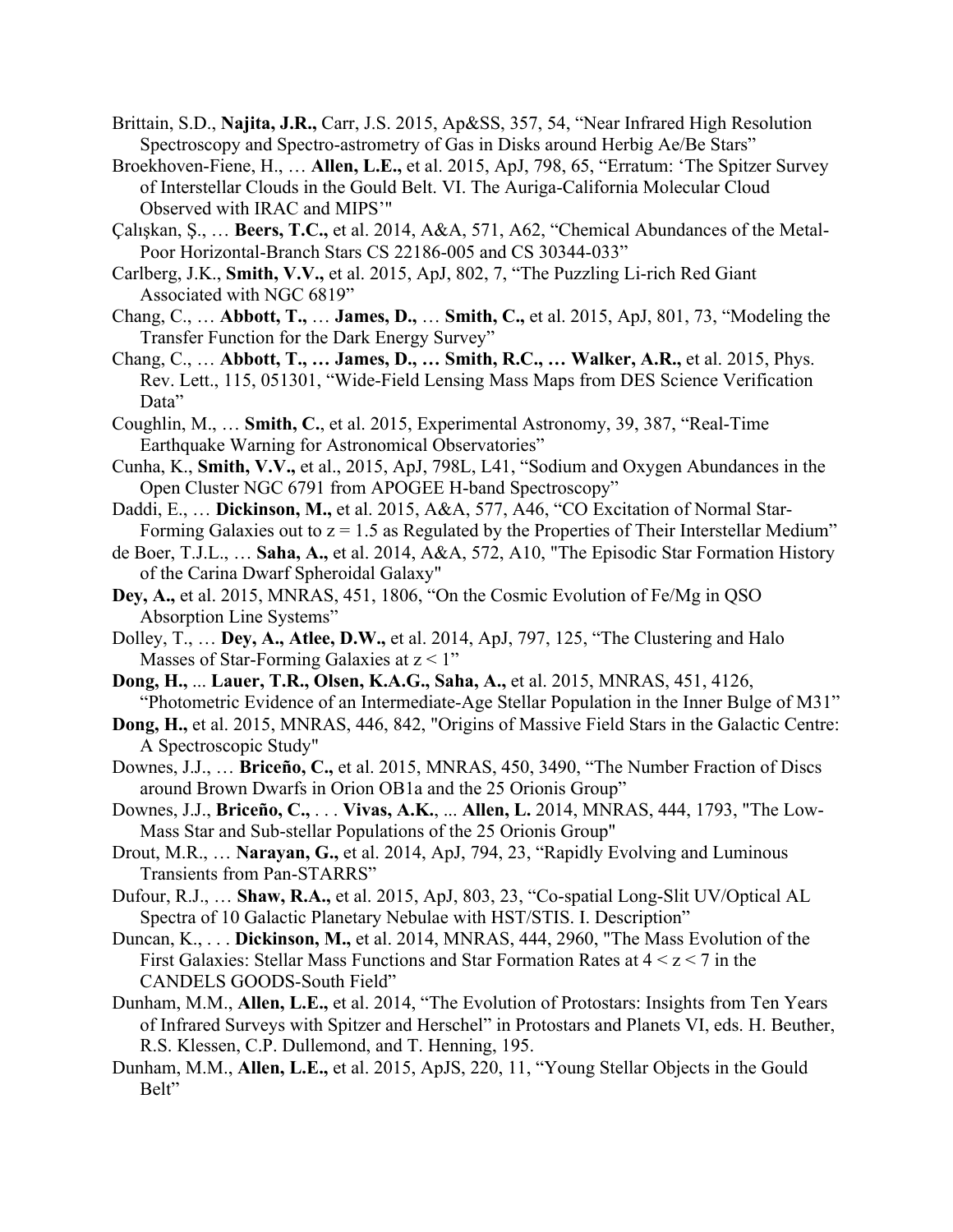Brittain, S.D., **Najita, J.R.,** Carr, J.S. 2015, Ap&SS, 357, 54, "Near Infrared High Resolution Spectroscopy and Spectro-astrometry of Gas in Disks around Herbig Ae/Be Stars"

Broekhoven-Fiene, H., … **Allen, L.E.,** et al. 2015, ApJ, 798, 65, "Erratum: 'The Spitzer Survey of Interstellar Clouds in the Gould Belt. VI. The Auriga-California Molecular Cloud Observed with IRAC and MIPS'"

Çalışkan, Ş., … **Beers, T.C.,** et al. 2014, A&A, 571, A62, "Chemical Abundances of the Metal-Poor Horizontal-Branch Stars CS 22186-005 and CS 30344-033"

Carlberg, J.K., **Smith, V.V.,** et al. 2015, ApJ, 802, 7, "The Puzzling Li-rich Red Giant Associated with NGC 6819"

Chang, C., … **Abbott, T.,** … **James, D.,** … **Smith, C.,** et al. 2015, ApJ, 801, 73, "Modeling the Transfer Function for the Dark Energy Survey"

Chang, C., … **Abbott, T., … James, D., … Smith, R.C., … Walker, A.R.,** et al. 2015, Phys. Rev. Lett., 115, 051301, "Wide-Field Lensing Mass Maps from DES Science Verification Data"

Coughlin, M., … **Smith, C.**, et al. 2015, Experimental Astronomy, 39, 387, "Real-Time Earthquake Warning for Astronomical Observatories"

Cunha, K., **Smith, V.V.,** et al., 2015, ApJ, 798L, L41, "Sodium and Oxygen Abundances in the Open Cluster NGC 6791 from APOGEE H-band Spectroscopy"

Daddi, E., … **Dickinson, M.,** et al. 2015, A&A, 577, A46, "CO Excitation of Normal Star-Forming Galaxies out to z = 1.5 as Regulated by the Properties of Their Interstellar Medium"

de Boer, T.J.L., … **Saha, A.,** et al. 2014, A&A, 572, A10, "The Episodic Star Formation History of the Carina Dwarf Spheroidal Galaxy"

**Dey, A.,** et al. 2015, MNRAS, 451, 1806, "On the Cosmic Evolution of Fe/Mg in QSO Absorption Line Systems"

Dolley, T., … **Dey, A., Atlee, D.W.,** et al. 2014, ApJ, 797, 125, "The Clustering and Halo Masses of Star-Forming Galaxies at z < 1"

**Dong, H.,** ... **Lauer, T.R., Olsen, K.A.G., Saha, A.,** et al. 2015, MNRAS, 451, 4126, "Photometric Evidence of an Intermediate-Age Stellar Population in the Inner Bulge of M31"

**Dong, H.,** et al. 2015, MNRAS, 446, 842, "Origins of Massive Field Stars in the Galactic Centre: A Spectroscopic Study"

Downes, J.J., … **Briceño, C.,** et al. 2015, MNRAS, 450, 3490, "The Number Fraction of Discs around Brown Dwarfs in Orion OB1a and the 25 Orionis Group"

Downes, J.J., **Briceño, C.,** . . . **Vivas, A.K.**, ... **Allen, L.** 2014, MNRAS, 444, 1793, "The Low-Mass Star and Sub-stellar Populations of the 25 Orionis Group"

Drout, M.R., … **Narayan, G.,** et al. 2014, ApJ, 794, 23, "Rapidly Evolving and Luminous Transients from Pan-STARRS"

Dufour, R.J., … **Shaw, R.A.,** et al. 2015, ApJ, 803, 23, "Co-spatial Long-Slit UV/Optical AL Spectra of 10 Galactic Planetary Nebulae with HST/STIS. I. Description"

Duncan, K., . . . **Dickinson, M.,** et al. 2014, MNRAS, 444, 2960, "The Mass Evolution of the First Galaxies: Stellar Mass Functions and Star Formation Rates at 4 < z < 7 in the CANDELS GOODS-South Field"

Dunham, M.M., **Allen, L.E.,** et al. 2014, "The Evolution of Protostars: Insights from Ten Years of Infrared Surveys with Spitzer and Herschel" in Protostars and Planets VI, eds. H. Beuther, R.S. Klessen, C.P. Dullemond, and T. Henning, 195.

Dunham, M.M., **Allen, L.E.,** et al. 2015, ApJS, 220, 11, "Young Stellar Objects in the Gould Belt"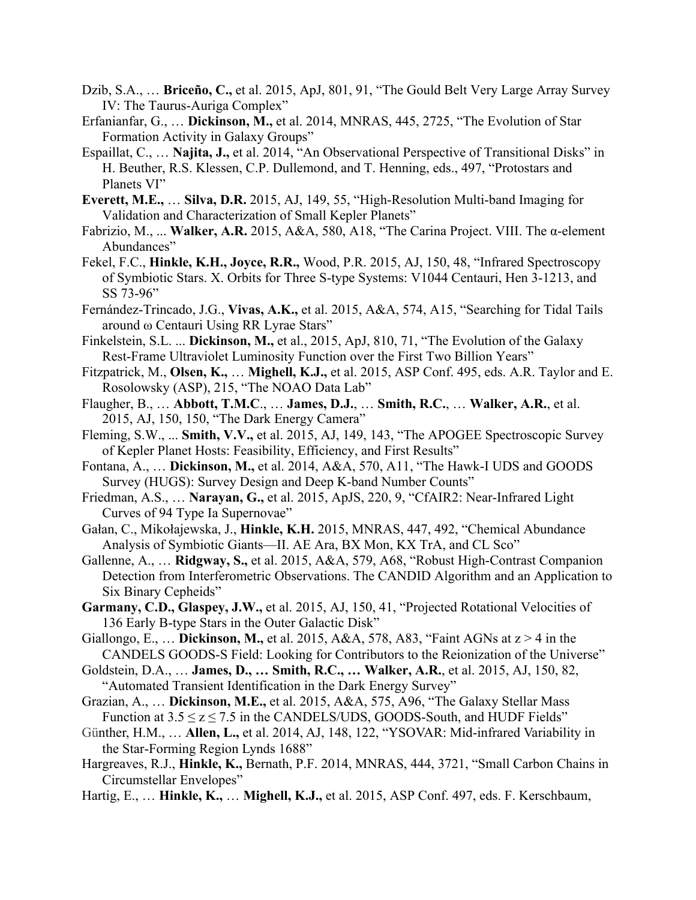Dzib, S.A., … **Briceño, C.,** et al. 2015, ApJ, 801, 91, "The Gould Belt Very Large Array Survey IV: The Taurus-Auriga Complex"

Erfanianfar, G., … **Dickinson, M.,** et al. 2014, MNRAS, 445, 2725, "The Evolution of Star Formation Activity in Galaxy Groups"

Espaillat, C., … **Najita, J.,** et al. 2014, "An Observational Perspective of Transitional Disks" in H. Beuther, R.S. Klessen, C.P. Dullemond, and T. Henning, eds., 497, "Protostars and Planets VI"

**Everett, M.E.,** … **Silva, D.R.** 2015, AJ, 149, 55, "High-Resolution Multi-band Imaging for Validation and Characterization of Small Kepler Planets"

Fabrizio, M., ... **Walker, A.R.** 2015, A&A, 580, A18, "The Carina Project. VIII. The α-element Abundances"

Fekel, F.C., **Hinkle, K.H., Joyce, R.R.,** Wood, P.R. 2015, AJ, 150, 48, "Infrared Spectroscopy of Symbiotic Stars. X. Orbits for Three S-type Systems: V1044 Centauri, Hen 3-1213, and SS 73-96"

Fernández-Trincado, J.G., **Vivas, A.K.,** et al. 2015, A&A, 574, A15, "Searching for Tidal Tails around ω Centauri Using RR Lyrae Stars"

Finkelstein, S.L. ... **Dickinson, M.,** et al., 2015, ApJ, 810, 71, "The Evolution of the Galaxy Rest-Frame Ultraviolet Luminosity Function over the First Two Billion Years"

Fitzpatrick, M., **Olsen, K.,** … **Mighell, K.J.,** et al. 2015, ASP Conf. 495, eds. A.R. Taylor and E. Rosolowsky (ASP), 215, "The NOAO Data Lab"

Flaugher, B., … **Abbott, T.M.C**., … **James, D.J.**, … **Smith, R.C.**, … **Walker, A.R.**, et al. 2015, AJ, 150, 150, "The Dark Energy Camera"

Fleming, S.W., ... **Smith, V.V.,** et al. 2015, AJ, 149, 143, "The APOGEE Spectroscopic Survey of Kepler Planet Hosts: Feasibility, Efficiency, and First Results"

Fontana, A., … **Dickinson, M.,** et al. 2014, A&A, 570, A11, "The Hawk-I UDS and GOODS Survey (HUGS): Survey Design and Deep K-band Number Counts"

Friedman, A.S., … **Narayan, G.,** et al. 2015, ApJS, 220, 9, "CfAIR2: Near-Infrared Light Curves of 94 Type Ia Supernovae"

Gałan, C., Mikołajewska, J., **Hinkle, K.H.** 2015, MNRAS, 447, 492, "Chemical Abundance Analysis of Symbiotic Giants—II. AE Ara, BX Mon, KX TrA, and CL Sco"

Gallenne, A., … **Ridgway, S.,** et al. 2015, A&A, 579, A68, "Robust High-Contrast Companion Detection from Interferometric Observations. The CANDID Algorithm and an Application to Six Binary Cepheids"

**Garmany, C.D., Glaspey, J.W.,** et al. 2015, AJ, 150, 41, "Projected Rotational Velocities of 136 Early B-type Stars in the Outer Galactic Disk"

Giallongo, E., … **Dickinson, M.,** et al. 2015, A&A, 578, A83, "Faint AGNs at z > 4 in the CANDELS GOODS-S Field: Looking for Contributors to the Reionization of the Universe"

Goldstein, D.A., … **James, D., … Smith, R.C., … Walker, A.R.**, et al. 2015, AJ, 150, 82, "Automated Transient Identification in the Dark Energy Survey"

Grazian, A., … **Dickinson, M.E.,** et al. 2015, A&A, 575, A96, "The Galaxy Stellar Mass Function at $3.5 \leq z \leq 7.5$ in the CANDELS/UDS, GOODS-South, and HUDF Fields"

Günther, H.M., … **Allen, L.,** et al. 2014, AJ, 148, 122, "YSOVAR: Mid-infrared Variability in the Star-Forming Region Lynds 1688"

Hargreaves, R.J., **Hinkle, K.,** Bernath, P.F. 2014, MNRAS, 444, 3721, "Small Carbon Chains in Circumstellar Envelopes"

Hartig, E., … **Hinkle, K.,** … **Mighell, K.J.,** et al. 2015, ASP Conf. 497, eds. F. Kerschbaum,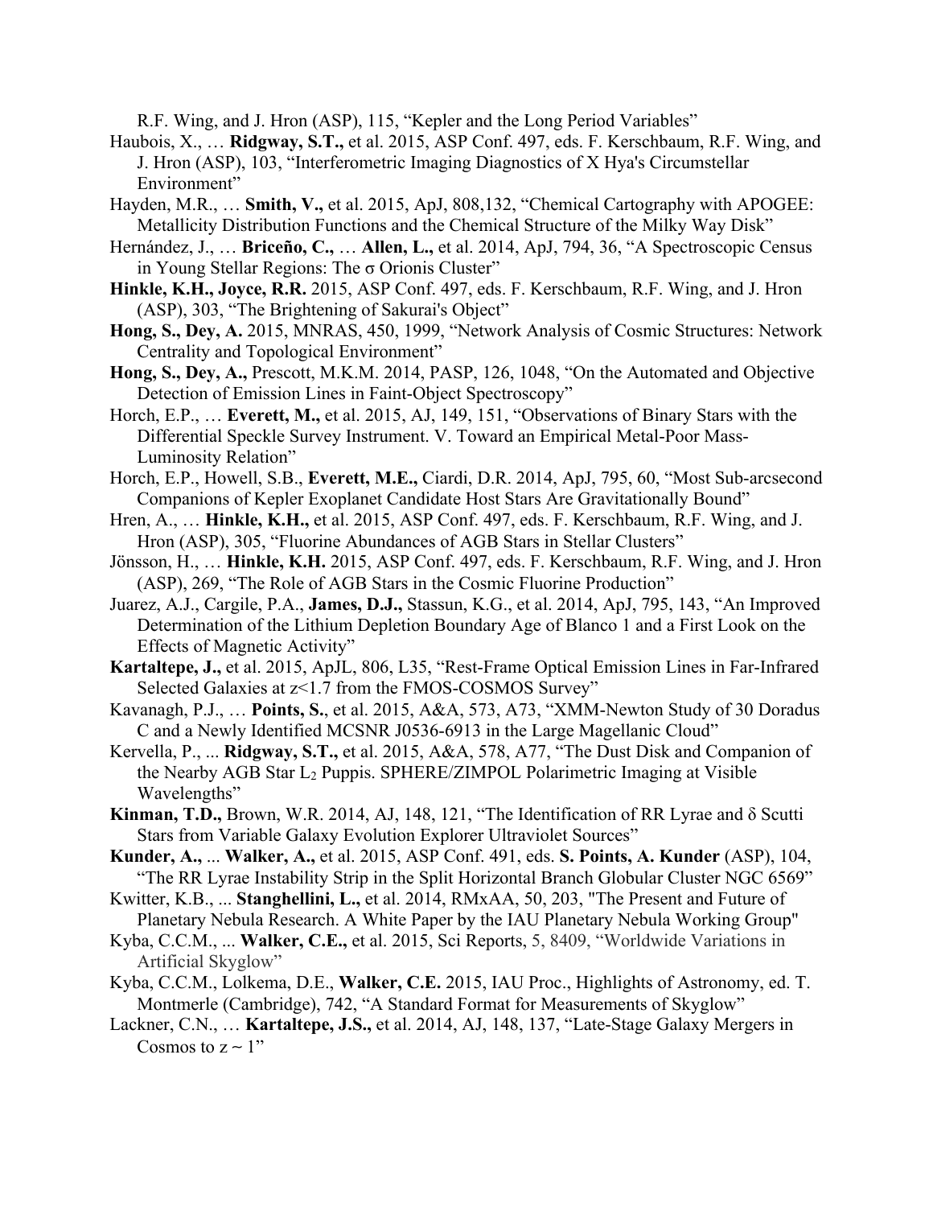R.F. Wing, and J. Hron (ASP), 115, “Kepler and the Long Period Variables”

Haubois, X., … **Ridgway, S.T.,** et al. 2015, ASP Conf. 497, eds. F. Kerschbaum, R.F. Wing, and J. Hron (ASP), 103, “Interferometric Imaging Diagnostics of X Hya's Circumstellar Environment”

Hayden, M.R., … **Smith, V.,** et al. 2015, ApJ, 808,132, “Chemical Cartography with APOGEE: Metallicity Distribution Functions and the Chemical Structure of the Milky Way Disk”

Hernández, J., … **Briceño, C.,** … **Allen, L.,** et al. 2014, ApJ, 794, 36, “A Spectroscopic Census in Young Stellar Regions: The σ Orionis Cluster”

**Hinkle, K.H., Joyce, R.R.** 2015, ASP Conf. 497, eds. F. Kerschbaum, R.F. Wing, and J. Hron (ASP), 303, “The Brightening of Sakurai's Object”

**Hong, S., Dey, A.** 2015, MNRAS, 450, 1999, “Network Analysis of Cosmic Structures: Network Centrality and Topological Environment”

**Hong, S., Dey, A.,** Prescott, M.K.M. 2014, PASP, 126, 1048, “On the Automated and Objective Detection of Emission Lines in Faint-Object Spectroscopy”

Horch, E.P., … **Everett, M.,** et al. 2015, AJ, 149, 151, “Observations of Binary Stars with the Differential Speckle Survey Instrument. V. Toward an Empirical Metal-Poor Mass-Luminosity Relation”

Horch, E.P., Howell, S.B., **Everett, M.E.,** Ciardi, D.R. 2014, ApJ, 795, 60, “Most Sub-arcsecond Companions of Kepler Exoplanet Candidate Host Stars Are Gravitationally Bound”

Hren, A., … **Hinkle, K.H.,** et al. 2015, ASP Conf. 497, eds. F. Kerschbaum, R.F. Wing, and J. Hron (ASP), 305, “Fluorine Abundances of AGB Stars in Stellar Clusters”

Jönsson, H., … **Hinkle, K.H.** 2015, ASP Conf. 497, eds. F. Kerschbaum, R.F. Wing, and J. Hron (ASP), 269, “The Role of AGB Stars in the Cosmic Fluorine Production”

Juarez, A.J., Cargile, P.A., **James, D.J.,** Stassun, K.G., et al. 2014, ApJ, 795, 143, “An Improved Determination of the Lithium Depletion Boundary Age of Blanco 1 and a First Look on the Effects of Magnetic Activity”

**Kartaltepe, J.,** et al. 2015, ApJL, 806, L35, “Rest-Frame Optical Emission Lines in Far-Infrared Selected Galaxies at z<1.7 from the FMOS-COSMOS Survey”

Kavanagh, P.J., … **Points, S.**, et al. 2015, A&A, 573, A73, “XMM-Newton Study of 30 Doradus C and a Newly Identified MCSNR J0536-6913 in the Large Magellanic Cloud”

Kervella, P., ... **Ridgway, S.T.,** et al. 2015, A&A, 578, A77, “The Dust Disk and Companion of the Nearby AGB Star $L_2$ Puppis. SPHERE/ZIMPOL Polarimetric Imaging at Visible Wavelengths”

**Kinman, T.D.,** Brown, W.R. 2014, AJ, 148, 121, “The Identification of RR Lyrae and δ Scutti Stars from Variable Galaxy Evolution Explorer Ultraviolet Sources”

**Kunder, A.,** ... **Walker, A.,** et al. 2015, ASP Conf. 491, eds. **S. Points, A. Kunder** (ASP), 104, “The RR Lyrae Instability Strip in the Split Horizontal Branch Globular Cluster NGC 6569”

Kwitter, K.B., ... **Stanghellini, L.,** et al. 2014, RMxAA, 50, 203, "The Present and Future of Planetary Nebula Research. A White Paper by the IAU Planetary Nebula Working Group"

Kyba, C.C.M., ... **Walker, C.E.,** et al. 2015, Sci Reports, 5, 8409, “Worldwide Variations in Artificial Skyglow”

Kyba, C.C.M., Lolkema, D.E., **Walker, C.E.** 2015, IAU Proc., Highlights of Astronomy, ed. T. Montmerle (Cambridge), 742, “A Standard Format for Measurements of Skyglow”

Lackner, C.N., … **Kartaltepe, J.S.,** et al. 2014, AJ, 148, 137, “Late-Stage Galaxy Mergers in Cosmos to z ~ 1”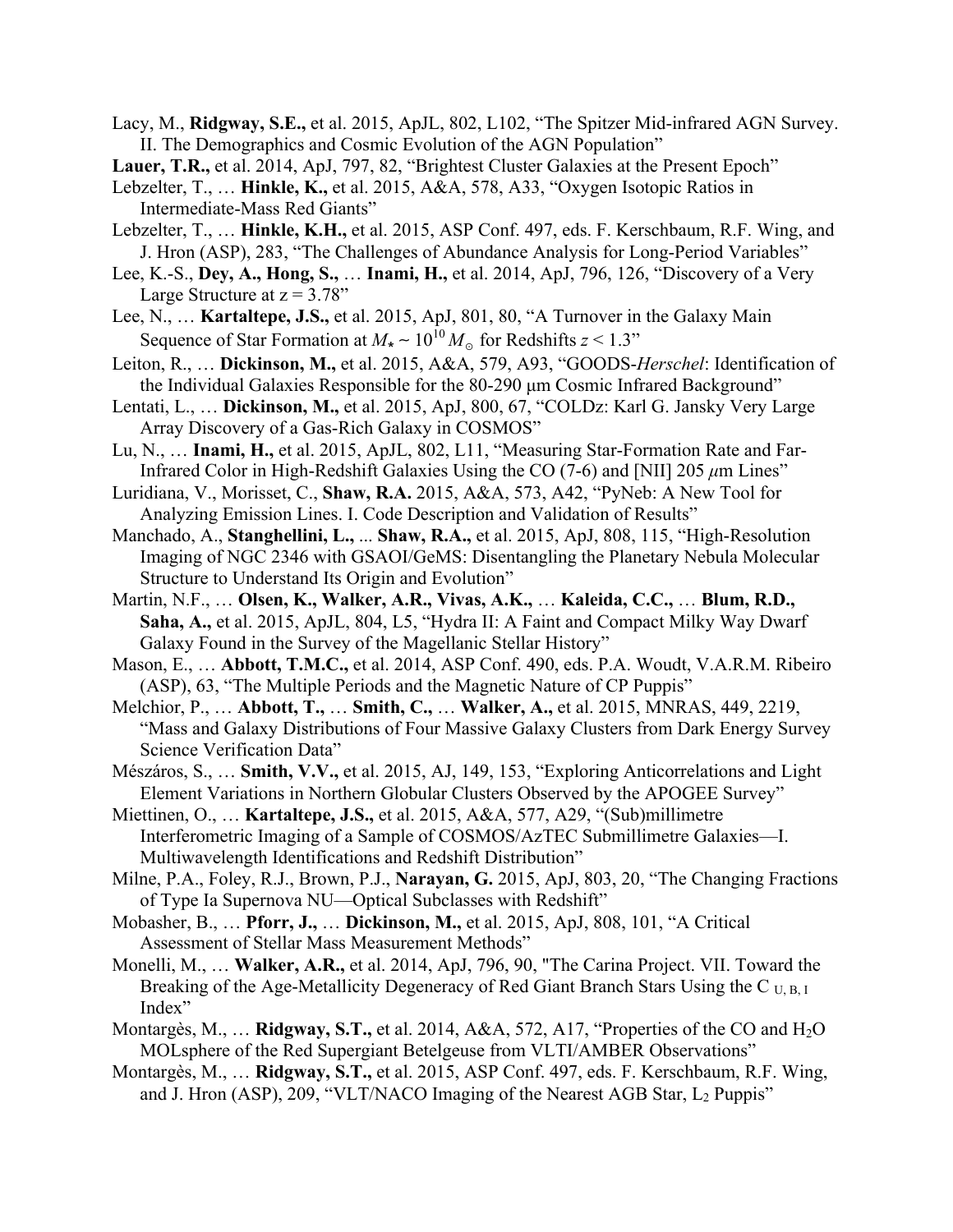Lacy, M., **Ridgway, S.E.,** et al. 2015, ApJL, 802, L102, "The Spitzer Mid-infrared AGN Survey. II. The Demographics and Cosmic Evolution of the AGN Population"

**Lauer, T.R.,** et al. 2014, ApJ, 797, 82, "Brightest Cluster Galaxies at the Present Epoch"

Lebzelter, T., … **Hinkle, K.,** et al. 2015, A&A, 578, A33, "Oxygen Isotopic Ratios in Intermediate-Mass Red Giants"

Lebzelter, T., … **Hinkle, K.H.,** et al. 2015, ASP Conf. 497, eds. F. Kerschbaum, R.F. Wing, and J. Hron (ASP), 283, "The Challenges of Abundance Analysis for Long-Period Variables"

Lee, K.-S., **Dey, A., Hong, S.,** … **Inami, H.,** et al. 2014, ApJ, 796, 126, "Discovery of a Very Large Structure at z = 3.78"

Lee, N., … **Kartaltepe, J.S.,** et al. 2015, ApJ, 801, 80, "A Turnover in the Galaxy Main Sequence of Star Formation at $M_{\star} \sim 10^{10} M_{\odot}$ for Redshifts $z < 1.3$"

Leiton, R., … **Dickinson, M.,** et al. 2015, A&A, 579, A93, "GOODS-*Herschel*: Identification of the Individual Galaxies Responsible for the 80-290 μm Cosmic Infrared Background"

Lentati, L., … **Dickinson, M.,** et al. 2015, ApJ, 800, 67, "COLDz: Karl G. Jansky Very Large Array Discovery of a Gas-Rich Galaxy in COSMOS"

Lu, N., … **Inami, H.,** et al. 2015, ApJL, 802, L11, "Measuring Star-Formation Rate and Far-Infrared Color in High-Redshift Galaxies Using the CO (7-6) and [NII] 205 $\mu$m Lines"

Luridiana, V., Morisset, C., **Shaw, R.A.** 2015, A&A, 573, A42, "PyNeb: A New Tool for Analyzing Emission Lines. I. Code Description and Validation of Results"

Manchado, A., **Stanghellini, L.,** ... **Shaw, R.A.,** et al. 2015, ApJ, 808, 115, "High-Resolution Imaging of NGC 2346 with GSAOI/GeMS: Disentangling the Planetary Nebula Molecular Structure to Understand Its Origin and Evolution"

Martin, N.F., … **Olsen, K., Walker, A.R., Vivas, A.K.,** … **Kaleida, C.C.,** … **Blum, R.D., Saha, A.,** et al. 2015, ApJL, 804, L5, "Hydra II: A Faint and Compact Milky Way Dwarf Galaxy Found in the Survey of the Magellanic Stellar History"

Mason, E., … **Abbott, T.M.C.,** et al. 2014, ASP Conf. 490, eds. P.A. Woudt, V.A.R.M. Ribeiro (ASP), 63, "The Multiple Periods and the Magnetic Nature of CP Puppis"

Melchior, P., … **Abbott, T.,** … **Smith, C.,** … **Walker, A.,** et al. 2015, MNRAS, 449, 2219, "Mass and Galaxy Distributions of Four Massive Galaxy Clusters from Dark Energy Survey Science Verification Data"

Mészáros, S., … **Smith, V.V.,** et al. 2015, AJ, 149, 153, "Exploring Anticorrelations and Light Element Variations in Northern Globular Clusters Observed by the APOGEE Survey"

Miettinen, O., … **Kartaltepe, J.S.,** et al. 2015, A&A, 577, A29, "(Sub)millimetre Interferometric Imaging of a Sample of COSMOS/AzTEC Submillimetre Galaxies—I. Multiwavelength Identifications and Redshift Distribution"

Milne, P.A., Foley, R.J., Brown, P.J., **Narayan, G.** 2015, ApJ, 803, 20, "The Changing Fractions of Type Ia Supernova NU—Optical Subclasses with Redshift"

Mobasher, B., … **Pforr, J.,** … **Dickinson, M.,** et al. 2015, ApJ, 808, 101, "A Critical Assessment of Stellar Mass Measurement Methods"

Monelli, M., … **Walker, A.R.,** et al. 2014, ApJ, 796, 90, "The Carina Project. VII. Toward the Breaking of the Age-Metallicity Degeneracy of Red Giant Branch Stars Using the $C_{U,B,I}$ Index"

Montargès, M., … **Ridgway, S.T.,** et al. 2014, A&A, 572, A17, "Properties of the CO and $H_2O$ MOLsphere of the Red Supergiant Betelgeuse from VLTI/AMBER Observations"

Montargès, M., … **Ridgway, S.T.,** et al. 2015, ASP Conf. 497, eds. F. Kerschbaum, R.F. Wing, and J. Hron (ASP), 209, "VLT/NACO Imaging of the Nearest AGB Star, $L_2$ Puppis"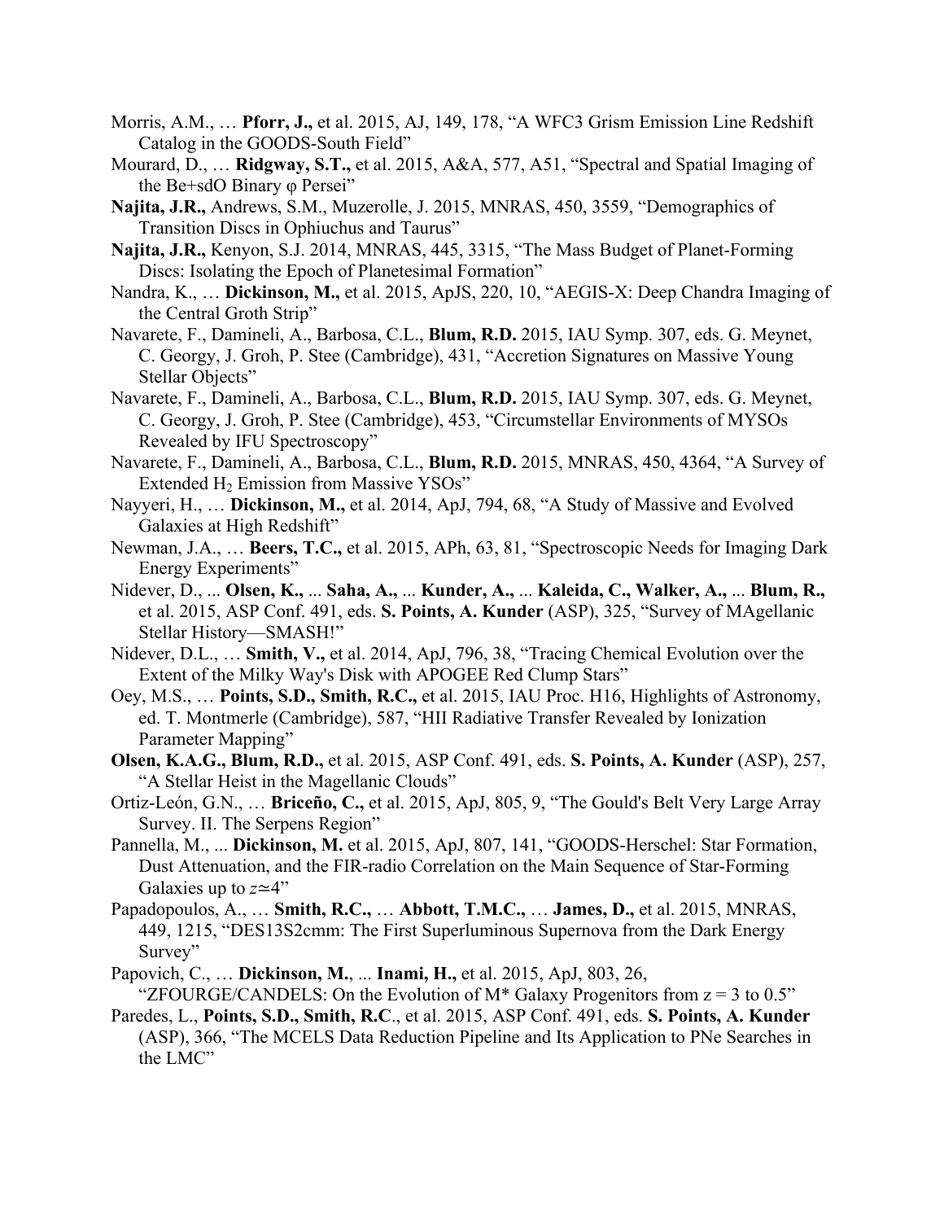Morris, A.M., … **Pforr, J.,** et al. 2015, AJ, 149, 178, "A WFC3 Grism Emission Line Redshift Catalog in the GOODS-South Field"

Mourard, D., … **Ridgway, S.T.,** et al. 2015, A&A, 577, A51, "Spectral and Spatial Imaging of the Be+sdO Binary φ Persei"

**Najita, J.R.,** Andrews, S.M., Muzerolle, J. 2015, MNRAS, 450, 3559, "Demographics of Transition Discs in Ophiuchus and Taurus"

**Najita, J.R.,** Kenyon, S.J. 2014, MNRAS, 445, 3315, "The Mass Budget of Planet-Forming Discs: Isolating the Epoch of Planetesimal Formation"

Nandra, K., … **Dickinson, M.,** et al. 2015, ApJS, 220, 10, "AEGIS-X: Deep Chandra Imaging of the Central Groth Strip"

Navarete, F., Damineli, A., Barbosa, C.L., **Blum, R.D.** 2015, IAU Symp. 307, eds. G. Meynet, C. Georgy, J. Groh, P. Stee (Cambridge), 431, "Accretion Signatures on Massive Young Stellar Objects"

Navarete, F., Damineli, A., Barbosa, C.L., **Blum, R.D.** 2015, IAU Symp. 307, eds. G. Meynet, C. Georgy, J. Groh, P. Stee (Cambridge), 453, "Circumstellar Environments of MYSOs Revealed by IFU Spectroscopy"

Navarete, F., Damineli, A., Barbosa, C.L., **Blum, R.D.** 2015, MNRAS, 450, 4364, "A Survey of Extended $H_2$ Emission from Massive YSOs"

Nayyeri, H., … **Dickinson, M.,** et al. 2014, ApJ, 794, 68, "A Study of Massive and Evolved Galaxies at High Redshift"

Newman, J.A., … **Beers, T.C.,** et al. 2015, APh, 63, 81, "Spectroscopic Needs for Imaging Dark Energy Experiments"

Nidever, D., ... **Olsen, K.,** ... **Saha, A.,** ... **Kunder, A.,** ... **Kaleida, C., Walker, A.,** ... **Blum, R.,** et al. 2015, ASP Conf. 491, eds. **S. Points, A. Kunder** (ASP), 325, "Survey of MAgellanic Stellar History—SMASH!"

Nidever, D.L., … **Smith, V.,** et al. 2014, ApJ, 796, 38, "Tracing Chemical Evolution over the Extent of the Milky Way's Disk with APOGEE Red Clump Stars"

Oey, M.S., … **Points, S.D., Smith, R.C.,** et al. 2015, IAU Proc. H16, Highlights of Astronomy, ed. T. Montmerle (Cambridge), 587, "HII Radiative Transfer Revealed by Ionization Parameter Mapping"

**Olsen, K.A.G., Blum, R.D.,** et al. 2015, ASP Conf. 491, eds. **S. Points, A. Kunder** (ASP), 257, "A Stellar Heist in the Magellanic Clouds"

Ortiz-León, G.N., … **Briceño, C.,** et al. 2015, ApJ, 805, 9, "The Gould's Belt Very Large Array Survey. II. The Serpens Region"

Pannella, M., ... **Dickinson, M.** et al. 2015, ApJ, 807, 141, "GOODS-Herschel: Star Formation, Dust Attenuation, and the FIR-radio Correlation on the Main Sequence of Star-Forming Galaxies up to $z \simeq 4$"

Papadopoulos, A., … **Smith, R.C.,** … **Abbott, T.M.C.,** … **James, D.,** et al. 2015, MNRAS, 449, 1215, "DES13S2cmm: The First Superluminous Supernova from the Dark Energy Survey"

Papovich, C., … **Dickinson, M.**, ... **Inami, H.,** et al. 2015, ApJ, 803, 26, "ZFOURGE/CANDELS: On the Evolution of M* Galaxy Progenitors from z = 3 to 0.5"

Paredes, L., **Points, S.D., Smith, R.C**., et al. 2015, ASP Conf. 491, eds. **S. Points, A. Kunder** (ASP), 366, "The MCELS Data Reduction Pipeline and Its Application to PNe Searches in the LMC"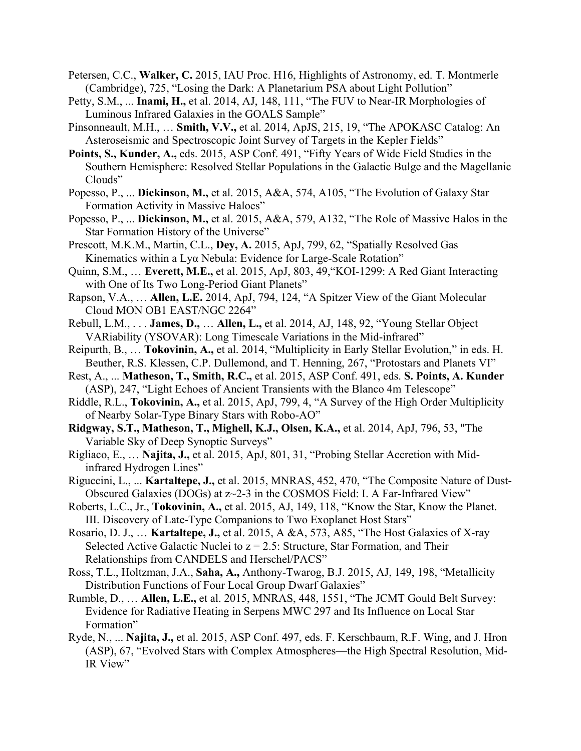Petersen, C.C., **Walker, C.** 2015, IAU Proc. H16, Highlights of Astronomy, ed. T. Montmerle (Cambridge), 725, "Losing the Dark: A Planetarium PSA about Light Pollution"

Petty, S.M., ... **Inami, H.,** et al. 2014, AJ, 148, 111, "The FUV to Near-IR Morphologies of Luminous Infrared Galaxies in the GOALS Sample"

Pinsonneault, M.H., … **Smith, V.V.,** et al. 2014, ApJS, 215, 19, "The APOKASC Catalog: An Asteroseismic and Spectroscopic Joint Survey of Targets in the Kepler Fields"

**Points, S., Kunder, A.,** eds. 2015, ASP Conf. 491, "Fifty Years of Wide Field Studies in the Southern Hemisphere: Resolved Stellar Populations in the Galactic Bulge and the Magellanic Clouds"

Popesso, P., ... **Dickinson, M.,** et al. 2015, A&A, 574, A105, "The Evolution of Galaxy Star Formation Activity in Massive Haloes"

Popesso, P., ... **Dickinson, M.,** et al. 2015, A&A, 579, A132, "The Role of Massive Halos in the Star Formation History of the Universe"

Prescott, M.K.M., Martin, C.L., **Dey, A.** 2015, ApJ, 799, 62, "Spatially Resolved Gas Kinematics within a Lyα Nebula: Evidence for Large-Scale Rotation"

Quinn, S.M., … **Everett, M.E.,** et al. 2015, ApJ, 803, 49,"KOI-1299: A Red Giant Interacting with One of Its Two Long-Period Giant Planets"

Rapson, V.A., … **Allen, L.E.** 2014, ApJ, 794, 124, "A Spitzer View of the Giant Molecular Cloud MON OB1 EAST/NGC 2264"

Rebull, L.M., . . . **James, D.,** … **Allen, L.,** et al. 2014, AJ, 148, 92, "Young Stellar Object VARiability (YSOVAR): Long Timescale Variations in the Mid-infrared"

Reipurth, B., … **Tokovinin, A.,** et al. 2014, "Multiplicity in Early Stellar Evolution," in eds. H. Beuther, R.S. Klessen, C.P. Dullemond, and T. Henning, 267, "Protostars and Planets VI"

Rest, A., ... **Matheson, T., Smith, R.C.,** et al. 2015, ASP Conf. 491, eds. **S. Points, A. Kunder** (ASP), 247, "Light Echoes of Ancient Transients with the Blanco 4m Telescope"

Riddle, R.L., **Tokovinin, A.,** et al. 2015, ApJ, 799, 4, "A Survey of the High Order Multiplicity of Nearby Solar-Type Binary Stars with Robo-AO"

**Ridgway, S.T., Matheson, T., Mighell, K.J., Olsen, K.A.,** et al. 2014, ApJ, 796, 53, "The Variable Sky of Deep Synoptic Surveys"

Rigliaco, E., … **Najita, J.,** et al. 2015, ApJ, 801, 31, "Probing Stellar Accretion with Mid-infrared Hydrogen Lines"

Riguccini, L., ... **Kartaltepe, J.,** et al. 2015, MNRAS, 452, 470, "The Composite Nature of Dust-Obscured Galaxies (DOGs) at z~2-3 in the COSMOS Field: I. A Far-Infrared View"

Roberts, L.C., Jr., **Tokovinin, A.,** et al. 2015, AJ, 149, 118, "Know the Star, Know the Planet. III. Discovery of Late-Type Companions to Two Exoplanet Host Stars"

Rosario, D. J., … **Kartaltepe, J.,** et al. 2015, A &A, 573, A85, "The Host Galaxies of X-ray Selected Active Galactic Nuclei to z = 2.5: Structure, Star Formation, and Their Relationships from CANDELS and Herschel/PACS"

Ross, T.L., Holtzman, J.A., **Saha, A.,** Anthony-Twarog, B.J. 2015, AJ, 149, 198, "Metallicity Distribution Functions of Four Local Group Dwarf Galaxies"

Rumble, D., … **Allen, L.E.,** et al. 2015, MNRAS, 448, 1551, "The JCMT Gould Belt Survey: Evidence for Radiative Heating in Serpens MWC 297 and Its Influence on Local Star Formation"

Ryde, N., ... **Najita, J.,** et al. 2015, ASP Conf. 497, eds. F. Kerschbaum, R.F. Wing, and J. Hron (ASP), 67, "Evolved Stars with Complex Atmospheres—the High Spectral Resolution, Mid-IR View"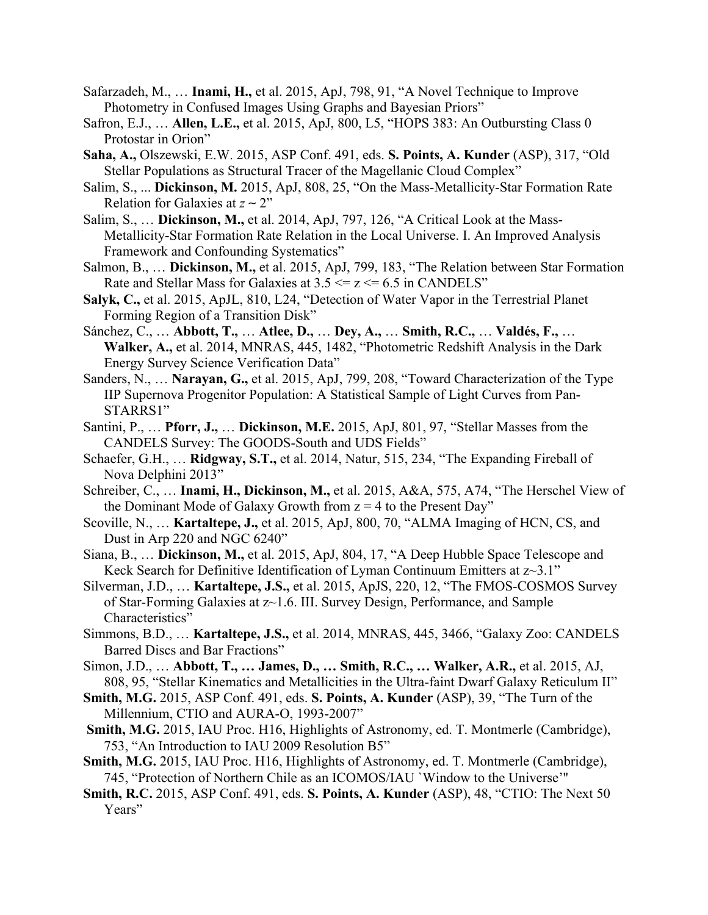Safarzadeh, M., … **Inami, H.,** et al. 2015, ApJ, 798, 91, "A Novel Technique to Improve Photometry in Confused Images Using Graphs and Bayesian Priors"

Safron, E.J., … **Allen, L.E.,** et al. 2015, ApJ, 800, L5, "HOPS 383: An Outbursting Class 0 Protostar in Orion"

**Saha, A.,** Olszewski, E.W. 2015, ASP Conf. 491, eds. **S. Points, A. Kunder** (ASP), 317, "Old Stellar Populations as Structural Tracer of the Magellanic Cloud Complex"

Salim, S., ... **Dickinson, M.** 2015, ApJ, 808, 25, "On the Mass-Metallicity-Star Formation Rate Relation for Galaxies at $z \sim 2$"

Salim, S., … **Dickinson, M.,** et al. 2014, ApJ, 797, 126, "A Critical Look at the Mass-Metallicity-Star Formation Rate Relation in the Local Universe. I. An Improved Analysis Framework and Confounding Systematics"

Salmon, B., … **Dickinson, M.,** et al. 2015, ApJ, 799, 183, "The Relation between Star Formation Rate and Stellar Mass for Galaxies at $3.5 <= z <= 6.5$ in CANDELS"

**Salyk, C.,** et al. 2015, ApJL, 810, L24, "Detection of Water Vapor in the Terrestrial Planet Forming Region of a Transition Disk"

Sánchez, C., … **Abbott, T.,** … **Atlee, D.,** … **Dey, A.,** … **Smith, R.C.,** … **Valdés, F.,** … **Walker, A.,** et al. 2014, MNRAS, 445, 1482, "Photometric Redshift Analysis in the Dark Energy Survey Science Verification Data"

Sanders, N., … **Narayan, G.,** et al. 2015, ApJ, 799, 208, "Toward Characterization of the Type IIP Supernova Progenitor Population: A Statistical Sample of Light Curves from Pan-STARRS1"

Santini, P., … **Pforr, J.,** … **Dickinson, M.E.** 2015, ApJ, 801, 97, "Stellar Masses from the CANDELS Survey: The GOODS-South and UDS Fields"

Schaefer, G.H., … **Ridgway, S.T.,** et al. 2014, Natur, 515, 234, "The Expanding Fireball of Nova Delphini 2013"

Schreiber, C., … **Inami, H., Dickinson, M.,** et al. 2015, A&A, 575, A74, "The Herschel View of the Dominant Mode of Galaxy Growth from $z = 4$ to the Present Day"

Scoville, N., … **Kartaltepe, J.,** et al. 2015, ApJ, 800, 70, "ALMA Imaging of HCN, CS, and Dust in Arp 220 and NGC 6240"

Siana, B., … **Dickinson, M.,** et al. 2015, ApJ, 804, 17, "A Deep Hubble Space Telescope and Keck Search for Definitive Identification of Lyman Continuum Emitters at $z \sim 3.1$"

Silverman, J.D., … **Kartaltepe, J.S.,** et al. 2015, ApJS, 220, 12, "The FMOS-COSMOS Survey of Star-Forming Galaxies at $z \sim 1.6$. III. Survey Design, Performance, and Sample Characteristics"

Simmons, B.D., … **Kartaltepe, J.S.,** et al. 2014, MNRAS, 445, 3466, "Galaxy Zoo: CANDELS Barred Discs and Bar Fractions"

Simon, J.D., … **Abbott, T., … James, D., … Smith, R.C., … Walker, A.R.,** et al. 2015, AJ, 808, 95, "Stellar Kinematics and Metallicities in the Ultra-faint Dwarf Galaxy Reticulum II"

**Smith, M.G.** 2015, ASP Conf. 491, eds. **S. Points, A. Kunder** (ASP), 39, "The Turn of the Millennium, CTIO and AURA-O, 1993-2007"

**Smith, M.G.** 2015, IAU Proc. H16, Highlights of Astronomy, ed. T. Montmerle (Cambridge), 753, "An Introduction to IAU 2009 Resolution B5"

**Smith, M.G.** 2015, IAU Proc. H16, Highlights of Astronomy, ed. T. Montmerle (Cambridge), 745, "Protection of Northern Chile as an ICOMOS/IAU `Window to the Universe'"

**Smith, R.C.** 2015, ASP Conf. 491, eds. **S. Points, A. Kunder** (ASP), 48, "CTIO: The Next 50 Years"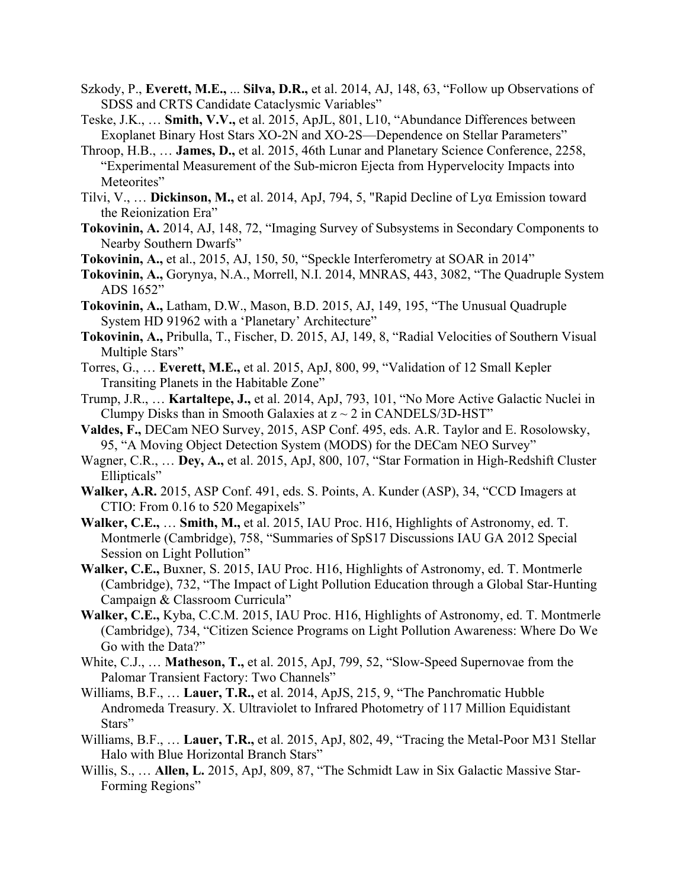Szkody, P., **Everett, M.E.,** ... **Silva, D.R.,** et al. 2014, AJ, 148, 63, "Follow up Observations of SDSS and CRTS Candidate Cataclysmic Variables"

Teske, J.K., … **Smith, V.V.,** et al. 2015, ApJL, 801, L10, "Abundance Differences between Exoplanet Binary Host Stars XO-2N and XO-2S—Dependence on Stellar Parameters"

Throop, H.B., … **James, D.,** et al. 2015, 46th Lunar and Planetary Science Conference, 2258, "Experimental Measurement of the Sub-micron Ejecta from Hypervelocity Impacts into Meteorites"

Tilvi, V., … **Dickinson, M.,** et al. 2014, ApJ, 794, 5, "Rapid Decline of Lyα Emission toward the Reionization Era"

**Tokovinin, A.** 2014, AJ, 148, 72, "Imaging Survey of Subsystems in Secondary Components to Nearby Southern Dwarfs"

**Tokovinin, A.,** et al., 2015, AJ, 150, 50, "Speckle Interferometry at SOAR in 2014"

**Tokovinin, A.,** Gorynya, N.A., Morrell, N.I. 2014, MNRAS, 443, 3082, "The Quadruple System ADS 1652"

**Tokovinin, A.,** Latham, D.W., Mason, B.D. 2015, AJ, 149, 195, "The Unusual Quadruple System HD 91962 with a 'Planetary' Architecture"

**Tokovinin, A.,** Pribulla, T., Fischer, D. 2015, AJ, 149, 8, "Radial Velocities of Southern Visual Multiple Stars"

Torres, G., … **Everett, M.E.,** et al. 2015, ApJ, 800, 99, "Validation of 12 Small Kepler Transiting Planets in the Habitable Zone"

Trump, J.R., … **Kartaltepe, J.,** et al. 2014, ApJ, 793, 101, "No More Active Galactic Nuclei in Clumpy Disks than in Smooth Galaxies at $z \sim 2$ in CANDELS/3D-HST"

**Valdes, F.,** DECam NEO Survey, 2015, ASP Conf. 495, eds. A.R. Taylor and E. Rosolowsky, 95, "A Moving Object Detection System (MODS) for the DECam NEO Survey"

Wagner, C.R., … **Dey, A.,** et al. 2015, ApJ, 800, 107, "Star Formation in High-Redshift Cluster Ellipticals"

**Walker, A.R.** 2015, ASP Conf. 491, eds. S. Points, A. Kunder (ASP), 34, "CCD Imagers at CTIO: From 0.16 to 520 Megapixels"

**Walker, C.E.,** … **Smith, M.,** et al. 2015, IAU Proc. H16, Highlights of Astronomy, ed. T. Montmerle (Cambridge), 758, "Summaries of SpS17 Discussions IAU GA 2012 Special Session on Light Pollution"

**Walker, C.E.,** Buxner, S. 2015, IAU Proc. H16, Highlights of Astronomy, ed. T. Montmerle (Cambridge), 732, "The Impact of Light Pollution Education through a Global Star-Hunting Campaign & Classroom Curricula"

**Walker, C.E.,** Kyba, C.C.M. 2015, IAU Proc. H16, Highlights of Astronomy, ed. T. Montmerle (Cambridge), 734, "Citizen Science Programs on Light Pollution Awareness: Where Do We Go with the Data?"

White, C.J., … **Matheson, T.,** et al. 2015, ApJ, 799, 52, "Slow-Speed Supernovae from the Palomar Transient Factory: Two Channels"

Williams, B.F., … **Lauer, T.R.,** et al. 2014, ApJS, 215, 9, "The Panchromatic Hubble Andromeda Treasury. X. Ultraviolet to Infrared Photometry of 117 Million Equidistant Stars"

Williams, B.F., … **Lauer, T.R.,** et al. 2015, ApJ, 802, 49, "Tracing the Metal-Poor M31 Stellar Halo with Blue Horizontal Branch Stars"

Willis, S., … **Allen, L.** 2015, ApJ, 809, 87, "The Schmidt Law in Six Galactic Massive Star-Forming Regions"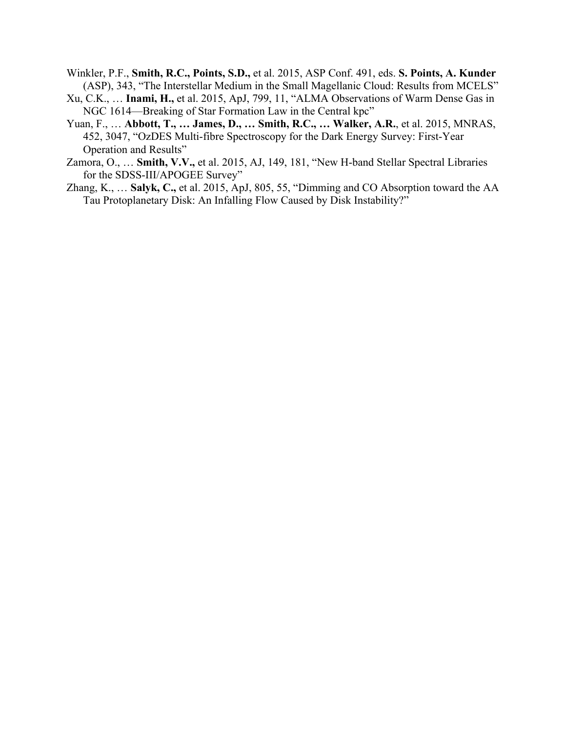Winkler, P.F., **Smith, R.C., Points, S.D.,** et al. 2015, ASP Conf. 491, eds. **S. Points, A. Kunder** (ASP), 343, "The Interstellar Medium in the Small Magellanic Cloud: Results from MCELS"

Xu, C.K., … **Inami, H.,** et al. 2015, ApJ, 799, 11, "ALMA Observations of Warm Dense Gas in NGC 1614—Breaking of Star Formation Law in the Central kpc"

Yuan, F., … **Abbott, T., … James, D., … Smith, R.C., … Walker, A.R.**, et al. 2015, MNRAS, 452, 3047, "OzDES Multi-fibre Spectroscopy for the Dark Energy Survey: First-Year Operation and Results"

Zamora, O., … **Smith, V.V.,** et al. 2015, AJ, 149, 181, "New H-band Stellar Spectral Libraries for the SDSS-III/APOGEE Survey"

Zhang, K., … **Salyk, C.,** et al. 2015, ApJ, 805, 55, "Dimming and CO Absorption toward the AA Tau Protoplanetary Disk: An Infalling Flow Caused by Disk Instability?"